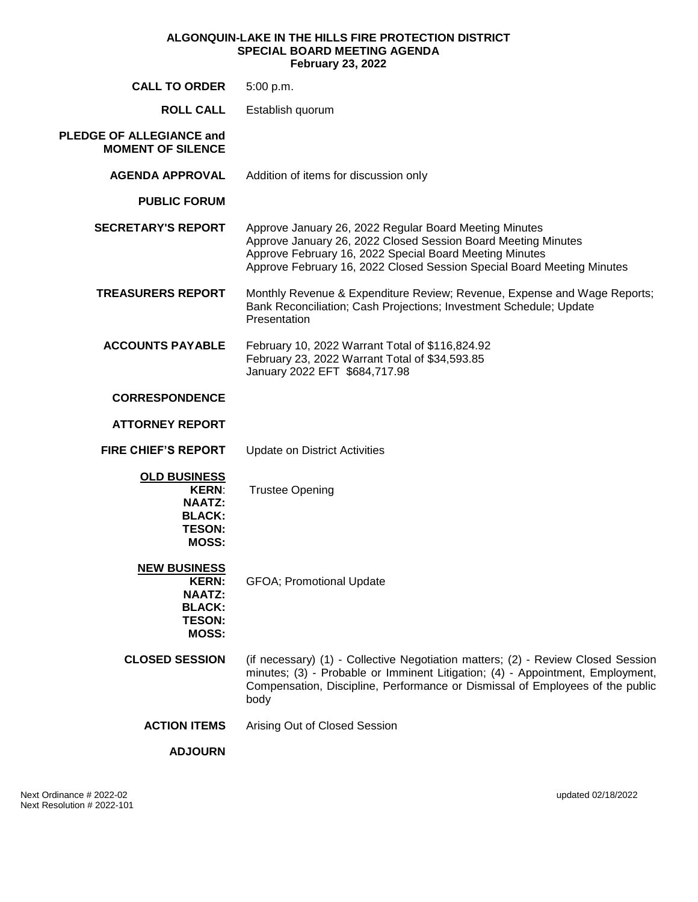# ALGONQUIN-LAKE IN THE HILLS FIRE PROTECTION DISTRICT
## SPECIAL BOARD MEETING AGENDA
### February 23, 2022

**CALL TO ORDER** 5:00 p.m.

**ROLL CALL** Establish quorum

**PLEDGE OF ALLEGIANCE and MOMENT OF SILENCE**

**AGENDA APPROVAL** Addition of items for discussion only

**PUBLIC FORUM**

**SECRETARY'S REPORT**
- Approve January 26, 2022 Regular Board Meeting Minutes
- Approve January 26, 2022 Closed Session Board Meeting Minutes
- Approve February 16, 2022 Special Board Meeting Minutes
- Approve February 16, 2022 Closed Session Special Board Meeting Minutes

**TREASURERS REPORT** Monthly Revenue & Expenditure Review; Revenue, Expense and Wage Reports; Bank Reconciliation; Cash Projections; Investment Schedule; Update Presentation

**ACCOUNTS PAYABLE**
- February 10, 2022 Warrant Total of $116,824.92
- February 23, 2022 Warrant Total of $34,593.85
- January 2022 EFT $684,717.98

**CORRESPONDENCE**

**ATTORNEY REPORT**

**FIRE CHIEF'S REPORT** Update on District Activities

**<u>OLD BUSINESS</u>**
- **KERN**: Trustee Opening
- **NAATZ:**
- **BLACK:**
- **TESON:**
- **MOSS:**

**<u>NEW BUSINESS</u>**
- **KERN:** GFOA; Promotional Update
- **NAATZ:**
- **BLACK:**
- **TESON:**
- **MOSS:**

**CLOSED SESSION** (if necessary) (1) - Collective Negotiation matters; (2) - Review Closed Session minutes; (3) - Probable or Imminent Litigation; (4) - Appointment, Employment, Compensation, Discipline, Performance or Dismissal of Employees of the public body

**ACTION ITEMS** Arising Out of Closed Session

**ADJOURN**

Next Ordinance # 2022-02
Next Resolution # 2022-101

updated 02/18/2022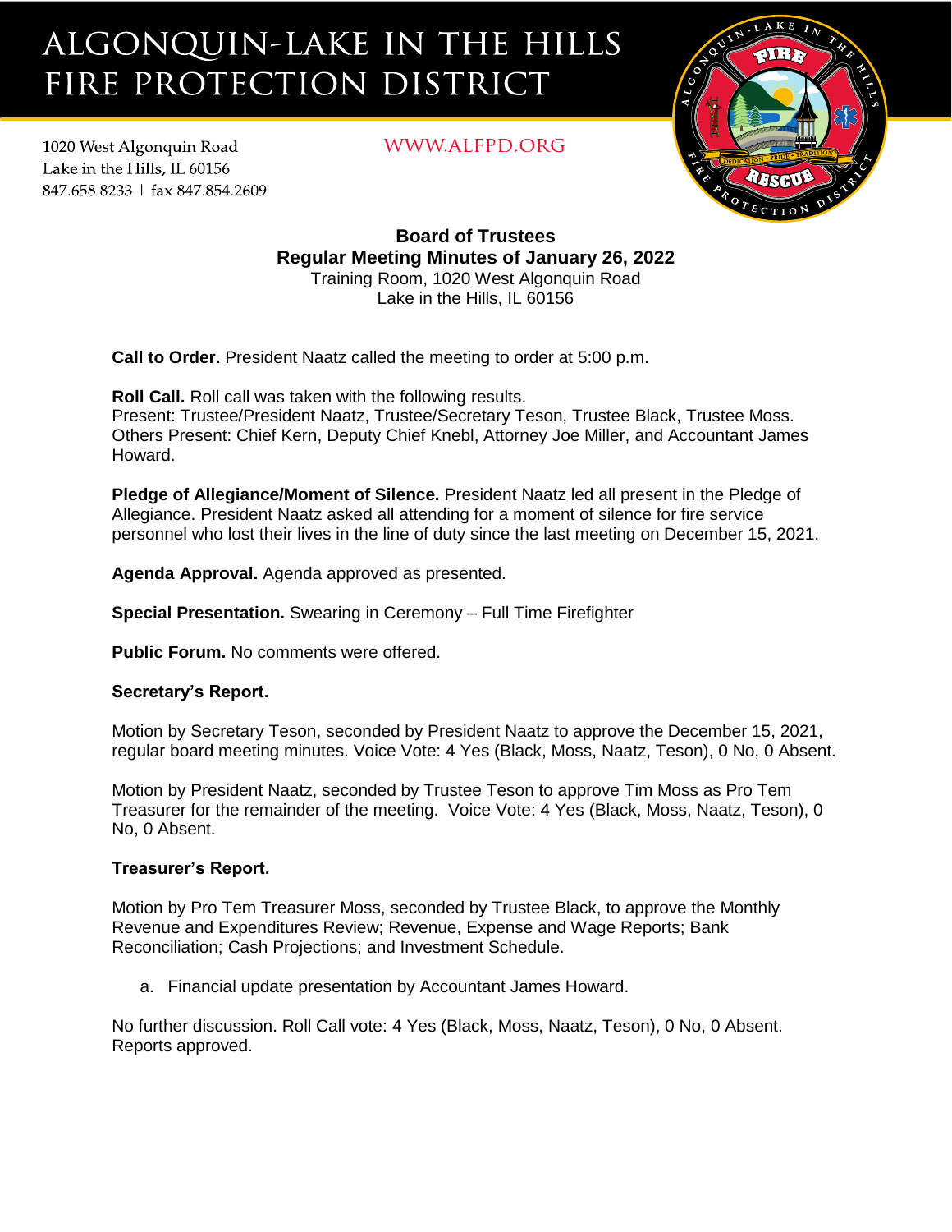# ALGONQUIN-LAKE IN THE HILLS FIRE PROTECTION DISTRICT

1020 West Algonquin Road
Lake in the Hills, IL 60156
847.658.8233 | fax 847.854.2609

WWW.ALFPD.ORG

## Board of Trustees
## Regular Meeting Minutes of January 26, 2022

Training Room, 1020 West Algonquin Road
Lake in the Hills, IL 60156

**Call to Order.** President Naatz called the meeting to order at 5:00 p.m.

**Roll Call.** Roll call was taken with the following results.
Present: Trustee/President Naatz, Trustee/Secretary Teson, Trustee Black, Trustee Moss.
Others Present: Chief Kern, Deputy Chief Knebl, Attorney Joe Miller, and Accountant James Howard.

**Pledge of Allegiance/Moment of Silence.** President Naatz led all present in the Pledge of Allegiance. President Naatz asked all attending for a moment of silence for fire service personnel who lost their lives in the line of duty since the last meeting on December 15, 2021.

**Agenda Approval.** Agenda approved as presented.

**Special Presentation.** Swearing in Ceremony – Full Time Firefighter

**Public Forum.** No comments were offered.

**Secretary's Report.**

Motion by Secretary Teson, seconded by President Naatz to approve the December 15, 2021, regular board meeting minutes. Voice Vote: 4 Yes (Black, Moss, Naatz, Teson), 0 No, 0 Absent.

Motion by President Naatz, seconded by Trustee Teson to approve Tim Moss as Pro Tem Treasurer for the remainder of the meeting. Voice Vote: 4 Yes (Black, Moss, Naatz, Teson), 0 No, 0 Absent.

**Treasurer's Report.**

Motion by Pro Tem Treasurer Moss, seconded by Trustee Black, to approve the Monthly Revenue and Expenditures Review; Revenue, Expense and Wage Reports; Bank Reconciliation; Cash Projections; and Investment Schedule.

a. Financial update presentation by Accountant James Howard.

No further discussion. Roll Call vote: 4 Yes (Black, Moss, Naatz, Teson), 0 No, 0 Absent. Reports approved.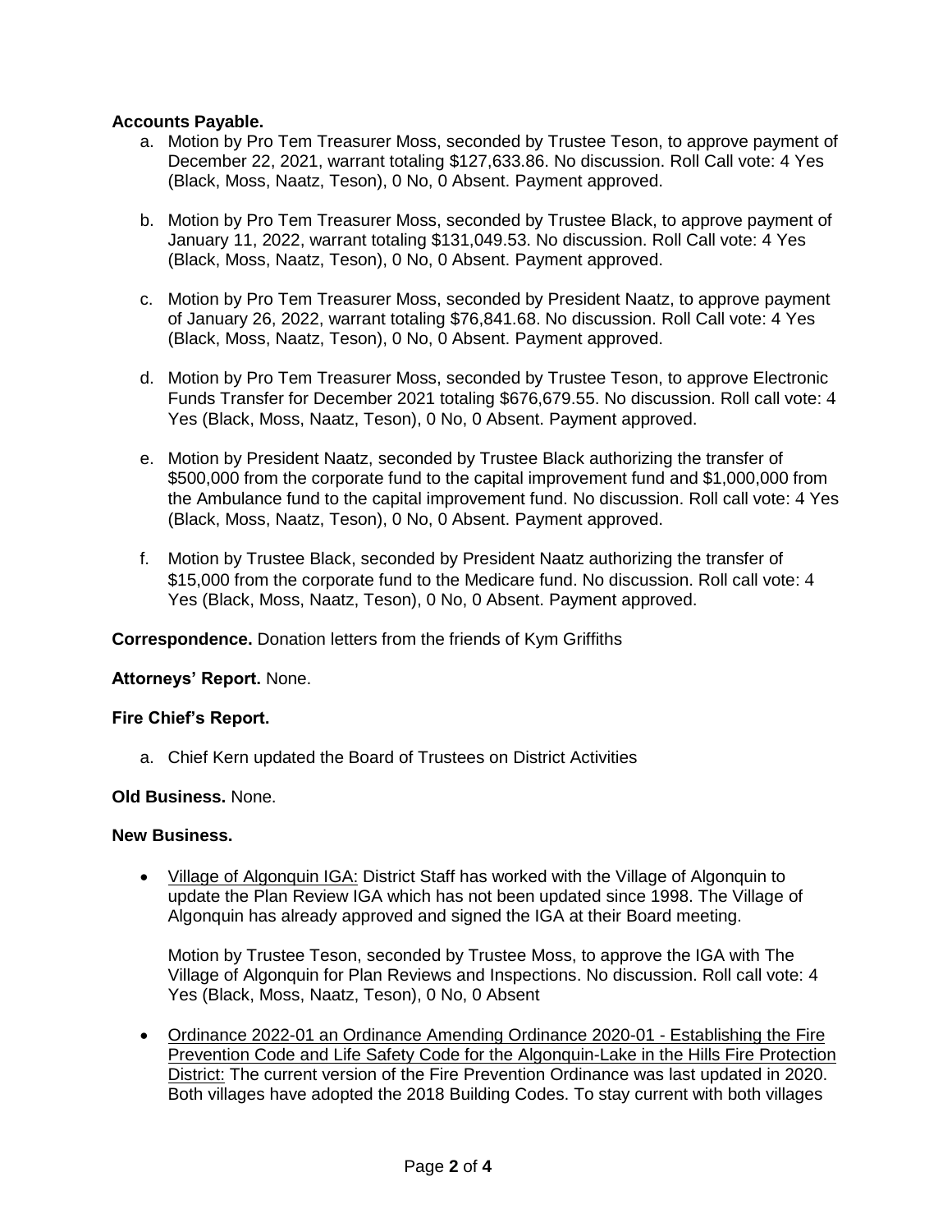**Accounts Payable.**

a. Motion by Pro Tem Treasurer Moss, seconded by Trustee Teson, to approve payment of December 22, 2021, warrant totaling $127,633.86. No discussion. Roll Call vote: 4 Yes (Black, Moss, Naatz, Teson), 0 No, 0 Absent. Payment approved.

b. Motion by Pro Tem Treasurer Moss, seconded by Trustee Black, to approve payment of January 11, 2022, warrant totaling $131,049.53. No discussion. Roll Call vote: 4 Yes (Black, Moss, Naatz, Teson), 0 No, 0 Absent. Payment approved.

c. Motion by Pro Tem Treasurer Moss, seconded by President Naatz, to approve payment of January 26, 2022, warrant totaling $76,841.68. No discussion. Roll Call vote: 4 Yes (Black, Moss, Naatz, Teson), 0 No, 0 Absent. Payment approved.

d. Motion by Pro Tem Treasurer Moss, seconded by Trustee Teson, to approve Electronic Funds Transfer for December 2021 totaling $676,679.55. No discussion. Roll call vote: 4 Yes (Black, Moss, Naatz, Teson), 0 No, 0 Absent. Payment approved.

e. Motion by President Naatz, seconded by Trustee Black authorizing the transfer of $500,000 from the corporate fund to the capital improvement fund and $1,000,000 from the Ambulance fund to the capital improvement fund. No discussion. Roll call vote: 4 Yes (Black, Moss, Naatz, Teson), 0 No, 0 Absent. Payment approved.

f. Motion by Trustee Black, seconded by President Naatz authorizing the transfer of $15,000 from the corporate fund to the Medicare fund. No discussion. Roll call vote: 4 Yes (Black, Moss, Naatz, Teson), 0 No, 0 Absent. Payment approved.

**Correspondence.** Donation letters from the friends of Kym Griffiths

**Attorneys' Report.** None.

**Fire Chief's Report.**

a. Chief Kern updated the Board of Trustees on District Activities

**Old Business.** None.

**New Business.**

- Village of Algonquin IGA: District Staff has worked with the Village of Algonquin to update the Plan Review IGA which has not been updated since 1998. The Village of Algonquin has already approved and signed the IGA at their Board meeting.

  Motion by Trustee Teson, seconded by Trustee Moss, to approve the IGA with The Village of Algonquin for Plan Reviews and Inspections. No discussion. Roll call vote: 4 Yes (Black, Moss, Naatz, Teson), 0 No, 0 Absent

- Ordinance 2022-01 an Ordinance Amending Ordinance 2020-01 - Establishing the Fire Prevention Code and Life Safety Code for the Algonquin-Lake in the Hills Fire Protection District: The current version of the Fire Prevention Ordinance was last updated in 2020. Both villages have adopted the 2018 Building Codes. To stay current with both villages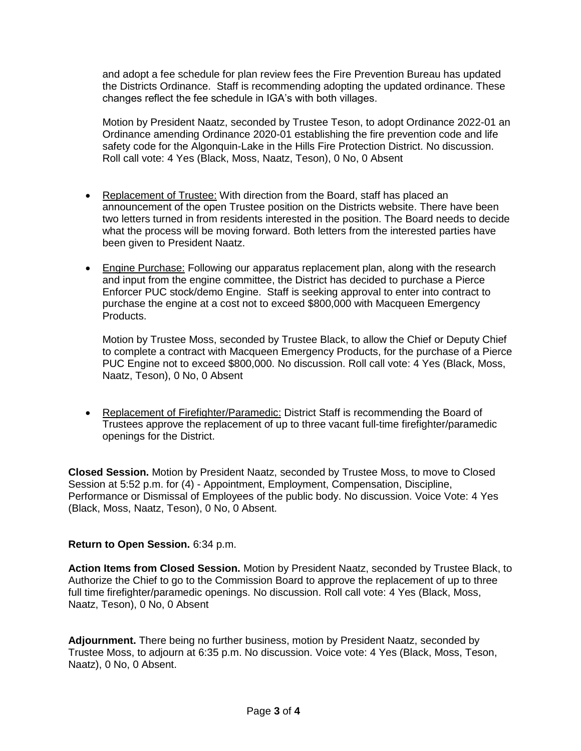and adopt a fee schedule for plan review fees the Fire Prevention Bureau has updated the Districts Ordinance. Staff is recommending adopting the updated ordinance. These changes reflect the fee schedule in IGA's with both villages.

Motion by President Naatz, seconded by Trustee Teson, to adopt Ordinance 2022-01 an Ordinance amending Ordinance 2020-01 establishing the fire prevention code and life safety code for the Algonquin-Lake in the Hills Fire Protection District. No discussion. Roll call vote: 4 Yes (Black, Moss, Naatz, Teson), 0 No, 0 Absent

- Replacement of Trustee: With direction from the Board, staff has placed an announcement of the open Trustee position on the Districts website. There have been two letters turned in from residents interested in the position. The Board needs to decide what the process will be moving forward. Both letters from the interested parties have been given to President Naatz.

- Engine Purchase: Following our apparatus replacement plan, along with the research and input from the engine committee, the District has decided to purchase a Pierce Enforcer PUC stock/demo Engine. Staff is seeking approval to enter into contract to purchase the engine at a cost not to exceed $800,000 with Macqueen Emergency Products.

  Motion by Trustee Moss, seconded by Trustee Black, to allow the Chief or Deputy Chief to complete a contract with Macqueen Emergency Products, for the purchase of a Pierce PUC Engine not to exceed $800,000. No discussion. Roll call vote: 4 Yes (Black, Moss, Naatz, Teson), 0 No, 0 Absent

- Replacement of Firefighter/Paramedic: District Staff is recommending the Board of Trustees approve the replacement of up to three vacant full-time firefighter/paramedic openings for the District.

**Closed Session.** Motion by President Naatz, seconded by Trustee Moss, to move to Closed Session at 5:52 p.m. for (4) - Appointment, Employment, Compensation, Discipline, Performance or Dismissal of Employees of the public body. No discussion. Voice Vote: 4 Yes (Black, Moss, Naatz, Teson), 0 No, 0 Absent.

**Return to Open Session.** 6:34 p.m.

**Action Items from Closed Session.** Motion by President Naatz, seconded by Trustee Black, to Authorize the Chief to go to the Commission Board to approve the replacement of up to three full time firefighter/paramedic openings. No discussion. Roll call vote: 4 Yes (Black, Moss, Naatz, Teson), 0 No, 0 Absent

**Adjournment.** There being no further business, motion by President Naatz, seconded by Trustee Moss, to adjourn at 6:35 p.m. No discussion. Voice vote: 4 Yes (Black, Moss, Teson, Naatz), 0 No, 0 Absent.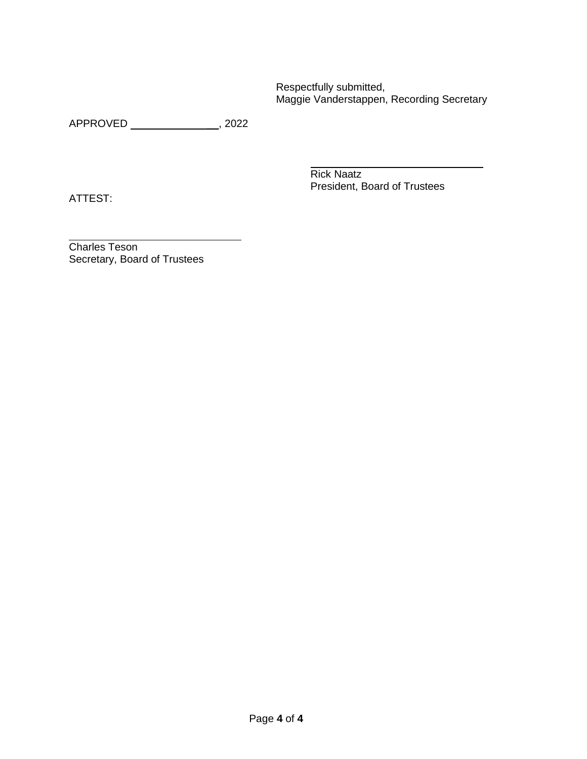Respectfully submitted,
Maggie Vanderstappen, Recording Secretary

APPROVED _______________, 2022

_______________________________
Rick Naatz
President, Board of Trustees

ATTEST:

_______________________________
Charles Teson
Secretary, Board of Trustees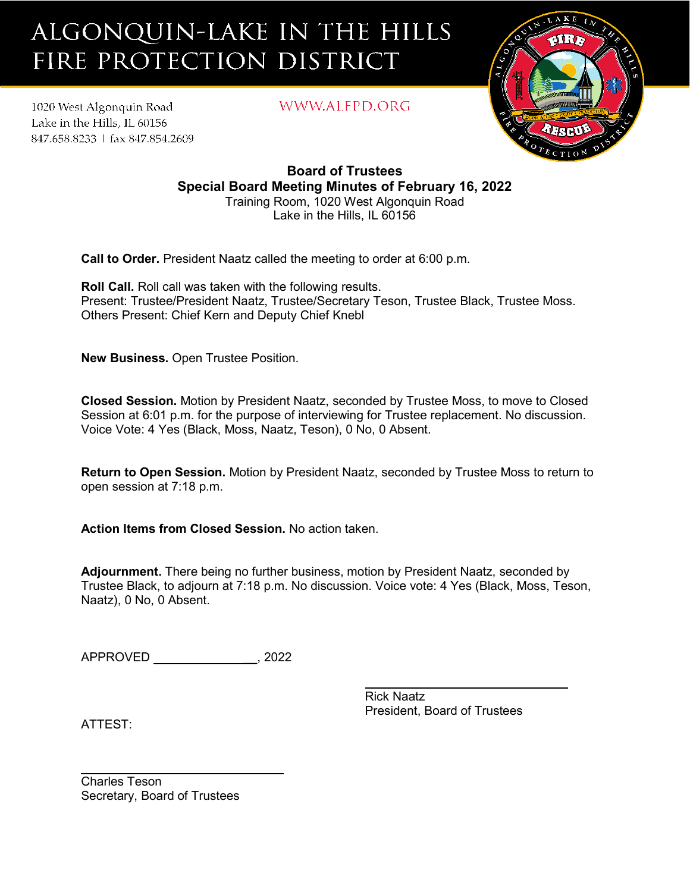# ALGONQUIN-LAKE IN THE HILLS FIRE PROTECTION DISTRICT

1020 West Algonquin Road
Lake in the Hills, IL 60156
847.658.8233 | fax 847.854.2609

WWW.ALFPD.ORG

**Board of Trustees**
**Special Board Meeting Minutes of February 16, 2022**
Training Room, 1020 West Algonquin Road
Lake in the Hills, IL 60156

**Call to Order.** President Naatz called the meeting to order at 6:00 p.m.

**Roll Call.** Roll call was taken with the following results.
Present: Trustee/President Naatz, Trustee/Secretary Teson, Trustee Black, Trustee Moss.
Others Present: Chief Kern and Deputy Chief Knebl

**New Business.** Open Trustee Position.

**Closed Session.** Motion by President Naatz, seconded by Trustee Moss, to move to Closed Session at 6:01 p.m. for the purpose of interviewing for Trustee replacement. No discussion. Voice Vote: 4 Yes (Black, Moss, Naatz, Teson), 0 No, 0 Absent.

**Return to Open Session.** Motion by President Naatz, seconded by Trustee Moss to return to open session at 7:18 p.m.

**Action Items from Closed Session.** No action taken.

**Adjournment.** There being no further business, motion by President Naatz, seconded by Trustee Black, to adjourn at 7:18 p.m. No discussion. Voice vote: 4 Yes (Black, Moss, Teson, Naatz), 0 No, 0 Absent.

APPROVED ________________, 2022

\_\_\_\_\_\_\_\_\_\_\_\_\_\_\_\_\_\_\_\_\_\_\_\_\_\_\_\_\_\_
Rick Naatz
President, Board of Trustees

ATTEST:

\_\_\_\_\_\_\_\_\_\_\_\_\_\_\_\_\_\_\_\_\_\_\_\_\_\_\_\_\_\_
Charles Teson
Secretary, Board of Trustees